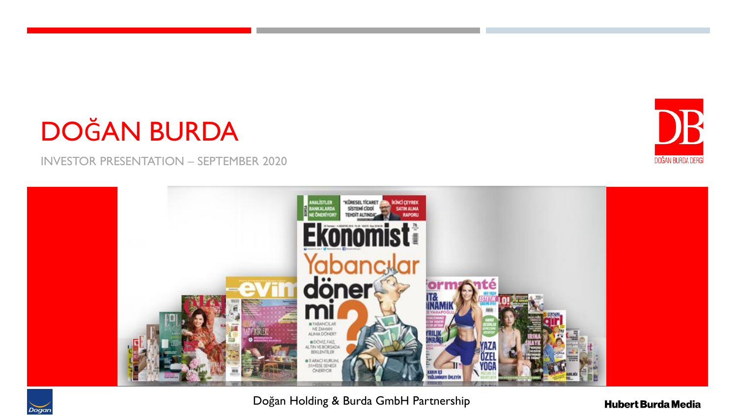# DOĞAN BURDA

INVESTOR PRESENTATION – SEPTEMBER 2020

Doğan Holding & Burda GmbH Partnership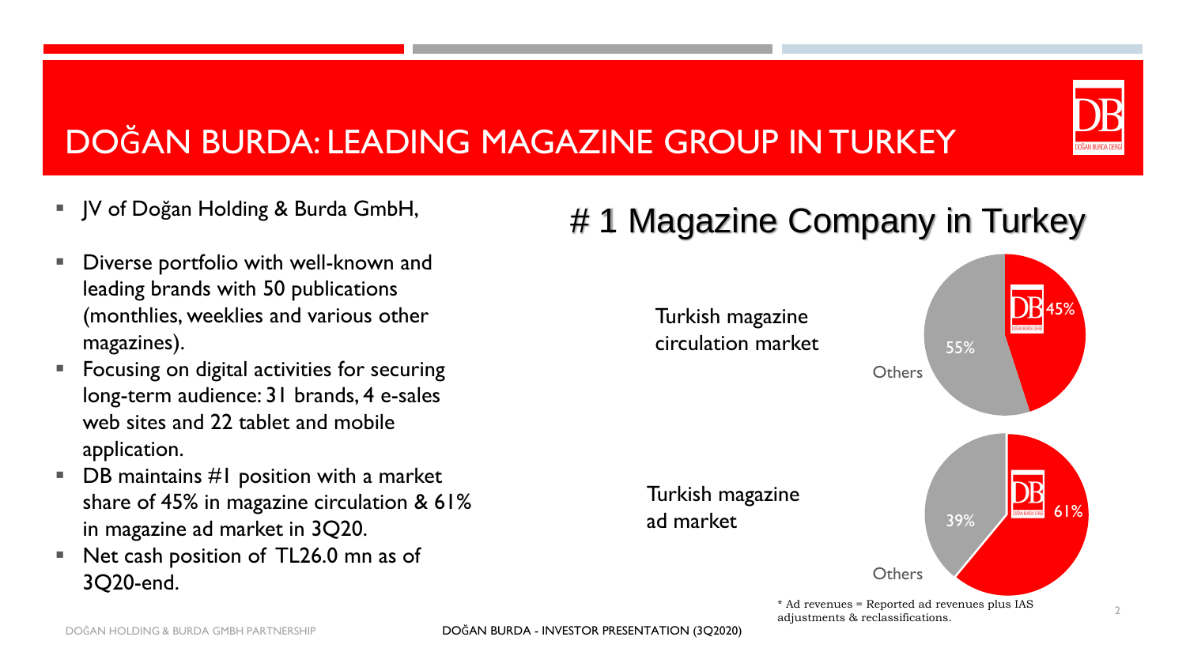# DOĞAN BURDA: LEADING MAGAZINE GROUP IN TURKEY

- JV of Doğan Holding & Burda GmbH,
- Diverse portfolio with well-known and leading brands with 50 publications (monthlies, weeklies and various other magazines).
- Focusing on digital activities for securing long-term audience: 31 brands, 4 e-sales web sites and 22 tablet and mobile application.
- DB maintains #1 position with a market share of 45% in magazine circulation & 61% in magazine ad market in 3Q20.
- Net cash position of TL26.0 mn as of 3Q20-end.

## # 1 Magazine Company in Turkey

Turkish magazine circulation market

- DB: 45%
- Others: 55%

Turkish magazine ad market

- DB: 61%
- Others: 39%

* Ad revenues = Reported ad revenues plus IAS adjustments & reclassifications.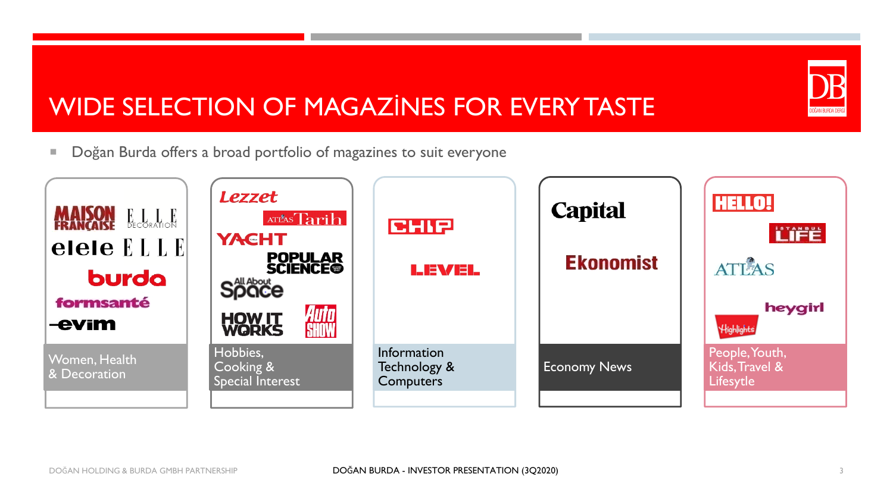# WIDE SELECTION OF MAGAZİNES FOR EVERY TASTE

- Doğan Burda offers a broad portfolio of magazines to suit everyone

| Women, Health & Decoration | Hobbies, Cooking & Special Interest | Information Technology & Computers | Economy News | People, Youth, Kids, Travel & Lifesytle |
|---|---|---|---|---|
| Maison Française, Elle Decoration, elele, Elle, burda, formsanté, evim | Lezzet, Atlas Tarih, Yacht, Popular Science, All About Space, How It Works, Auto Show | Chip, Level | Capital, Ekonomist | Hello!, İstanbul Life, Atlas, heygirl, Highlights |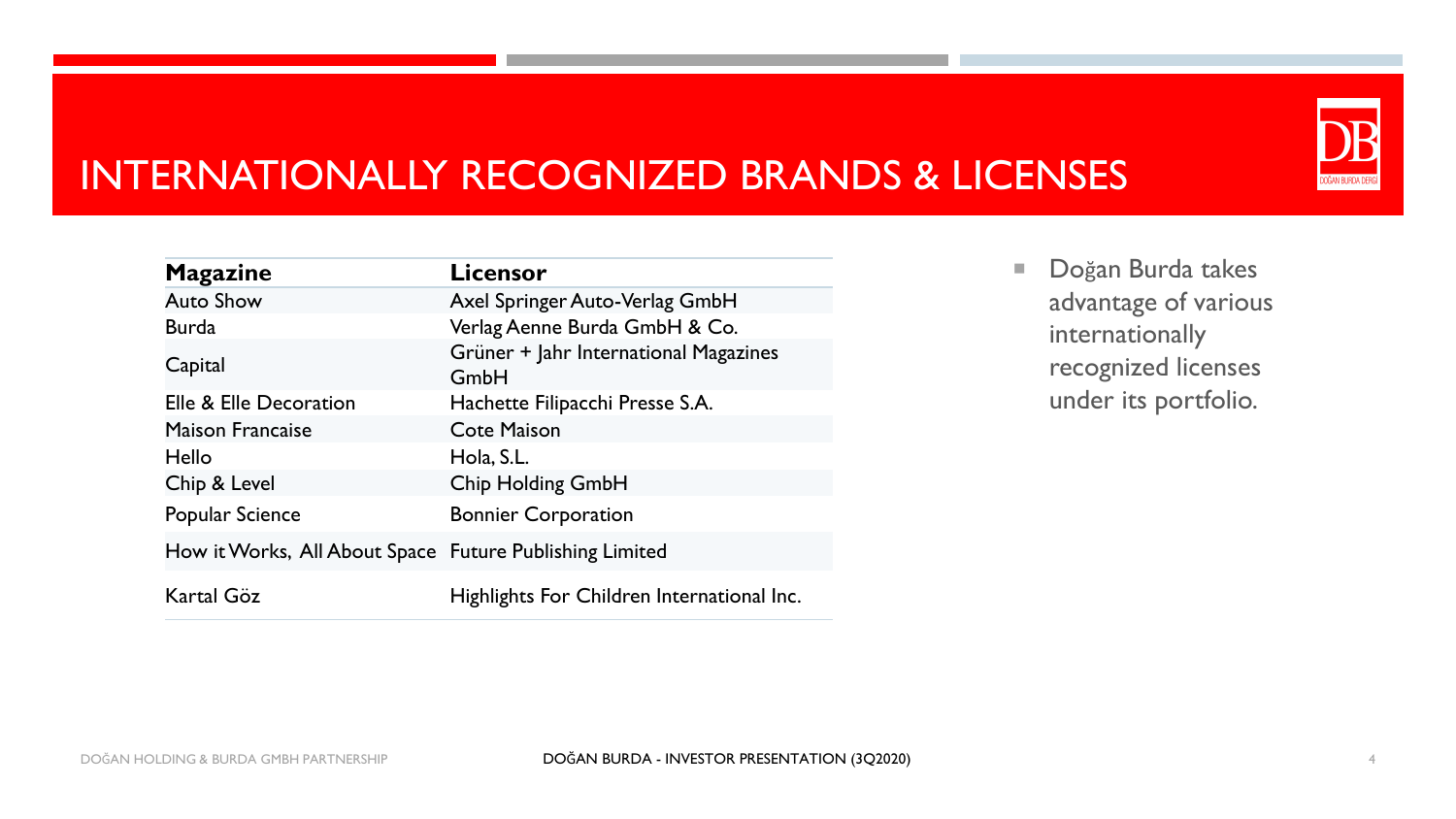# INTERNATIONALLY RECOGNIZED BRANDS & LICENSES

| Magazine | Licensor |
|---|---|
| Auto Show | Axel Springer Auto-Verlag GmbH |
| Burda | Verlag Aenne Burda GmbH & Co. |
| Capital | Grüner + Jahr International Magazines GmbH |
| Elle & Elle Decoration | Hachette Filipacchi Presse S.A. |
| Maison Francaise | Cote Maison |
| Hello | Hola, S.L. |
| Chip & Level | Chip Holding GmbH |
| Popular Science | Bonnier Corporation |
| How it Works, All About Space | Future Publishing Limited |
| Kartal Göz | Highlights For Children International Inc. |

- Doğan Burda takes advantage of various internationally recognized licenses under its portfolio.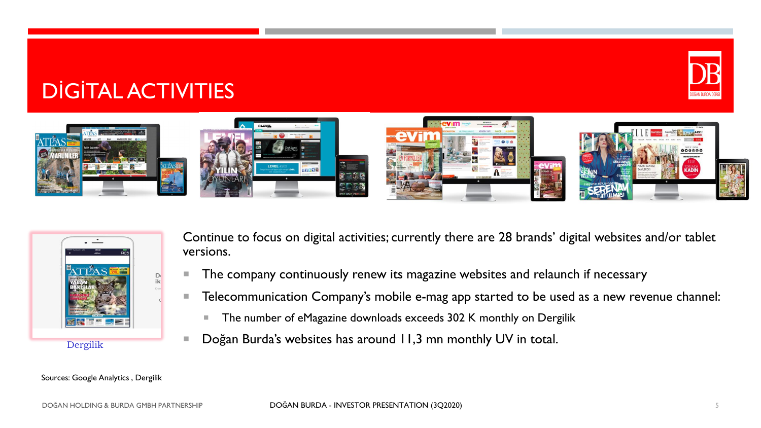# DİGİTAL ACTIVITIES

Dergilik

Continue to focus on digital activities; currently there are 28 brands' digital websites and/or tablet versions.

- The company continuously renew its magazine websites and relaunch if necessary
- Telecommunication Company's mobile e-mag app started to be used as a new revenue channel:
  - The number of eMagazine downloads exceeds 302 K monthly on Dergilik
- Doğan Burda's websites has around 11,3 mn monthly UV in total.

Sources: Google Analytics , Dergilik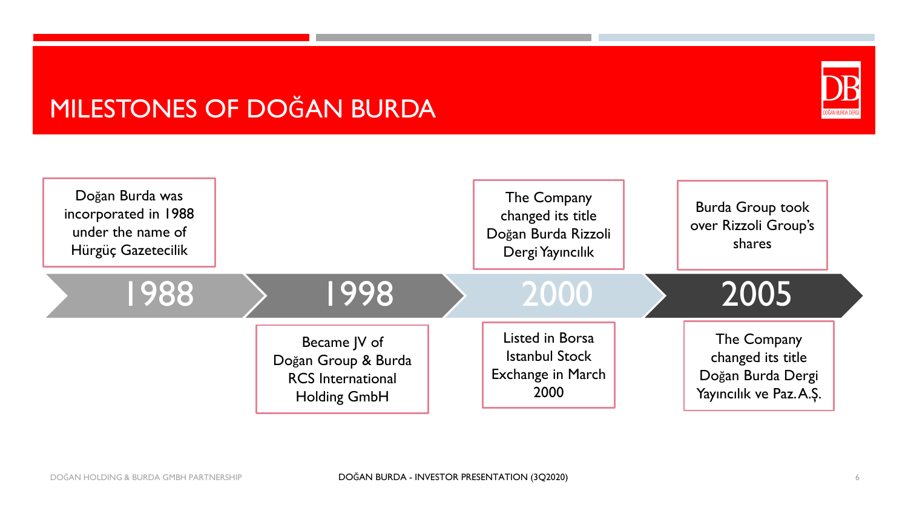# MILESTONES OF DOĞAN BURDA

**1988**

Doğan Burda was incorporated in 1988 under the name of Hürgüç Gazetecilik

**1998**

Became JV of Doğan Group & Burda RCS International Holding GmbH

**2000**

The Company changed its title Doğan Burda Rizzoli Dergi Yayıncılık

Listed in Borsa Istanbul Stock Exchange in March 2000

**2005**

Burda Group took over Rizzoli Group's shares

The Company changed its title Doğan Burda Dergi Yayıncılık ve Paz. A.Ş.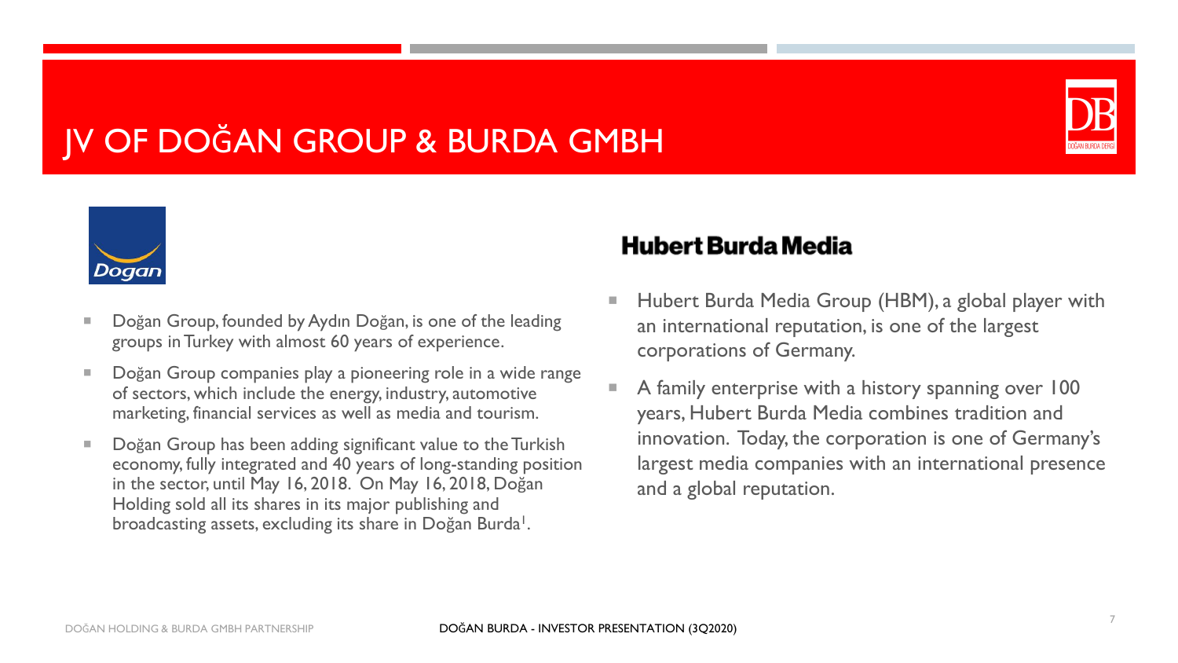# JV OF DOĞAN GROUP & BURDA GMBH

Dogan

- Doğan Group, founded by Aydın Doğan, is one of the leading groups in Turkey with almost 60 years of experience.
- Doğan Group companies play a pioneering role in a wide range of sectors, which include the energy, industry, automotive marketing, financial services as well as media and tourism.
- Doğan Group has been adding significant value to the Turkish economy, fully integrated and 40 years of long-standing position in the sector, until May 16, 2018. On May 16, 2018, Doğan Holding sold all its shares in its major publishing and broadcasting assets, excluding its share in Doğan Burda[1].

## Hubert Burda Media

- Hubert Burda Media Group (HBM), a global player with an international reputation, is one of the largest corporations of Germany.
- A family enterprise with a history spanning over 100 years, Hubert Burda Media combines tradition and innovation. Today, the corporation is one of Germany's largest media companies with an international presence and a global reputation.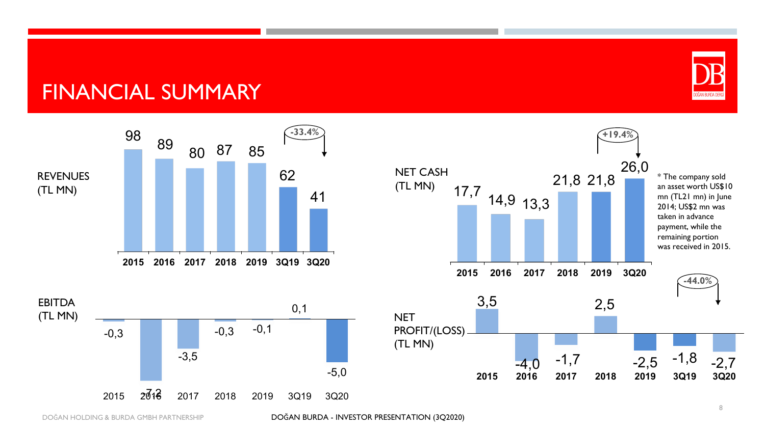# FINANCIAL SUMMARY

**REVENUES (TL MN)**

| 2015 | 2016 | 2017 | 2018 | 2019 | 3Q19 | 3Q20 |
|---|---|---|---|---|---|---|
| 98 | 89 | 80 | 87 | 85 | 62 | 41 |

3Q19 → 3Q20: -33.4%

**NET CASH (TL MN)**

| 2015 | 2016 | 2017 | 2018 | 2019 | 3Q20 |
|---|---|---|---|---|---|
| 17,7 | 14,9 | 13,3 | 21,8 | 21,8 | 26,0 |

2019 → 3Q20: +19.4%

* The company sold an asset worth US$10 mn (TL21 mn) in June 2014; US$2 mn was taken in advance payment, while the remaining portion was received in 2015.

**EBITDA (TL MN)**

| 2015 | 2016 | 2017 | 2018 | 2019 | 3Q19 | 3Q20 |
|---|---|---|---|---|---|---|
| -0,3 | -7,2 | -3,5 | -0,3 | -0,1 | 0,1 | -5,0 |

**NET PROFIT/(LOSS) (TL MN)**

| 2015 | 2016 | 2017 | 2018 | 2019 | 3Q19 | 3Q20 |
|---|---|---|---|---|---|---|
| 3,5 | -4,0 | -1,7 | 2,5 | -2,5 | -1,8 | -2,7 |

3Q19 → 3Q20: -44.0%

DOĞAN HOLDING & BURDA GMBH PARTNERSHIP

DOĞAN BURDA - INVESTOR PRESENTATION (3Q2020)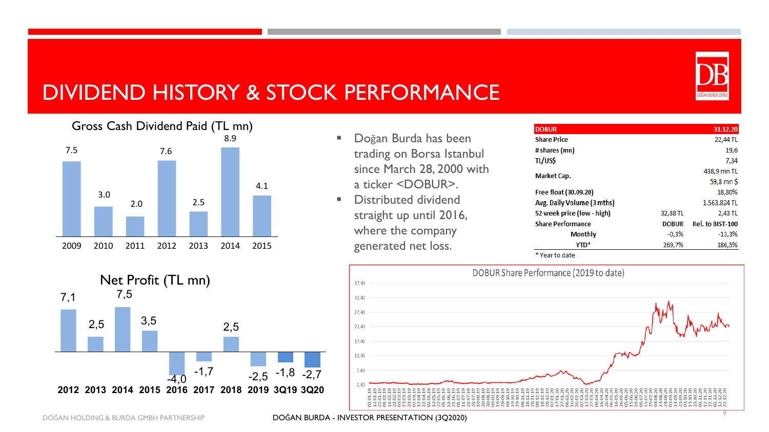# DIVIDEND HISTORY & STOCK PERFORMANCE

**Gross Cash Dividend Paid (TL mn)**

| 2009 | 2010 | 2011 | 2012 | 2013 | 2014 | 2015 |
|---|---|---|---|---|---|---|
| 7.5 | 3.0 | 2.0 | 7.6 | 2.5 | 8.9 | 4.1 |

**Net Profit (TL mn)**

| 2012 | 2013 | 2014 | 2015 | 2016 | 2017 | 2018 | 2019 | 3Q19 | 3Q20 |
|---|---|---|---|---|---|---|---|---|---|
| 7,1 | 2,5 | 7,5 | 3,5 | -4,0 | -1,7 | 2,5 | -2,5 | -1,8 | -2,7 |

- Doğan Burda has been trading on Borsa Istanbul since March 28, 2000 with a ticker <DOBUR>.
- Distributed dividend straight up until 2016, where the company generated net loss.

| DOBUR | | 31.12.20 |
|---|---|---|
| Share Price | | 22,44 TL |
| # shares (mn) | | 19,6 |
| TL/US$ | | 7,34 |
| Market Cap. | | 438,9 mn TL |
| | | 59,8 mn $ |
| Free float (30.09.20) | | 18,80% |
| Avg. Daily Volume (3 mths) | | 1.563.824 TL |
| 52 week price (low - high) | 32,88 TL | 2,43 TL |
| Share Performance | DOBUR | Rel. to BIST-100 |
| Monthly | -0,3% | -13,3% |
| YTD* | 269,7% | 186,5% |

\* Year to date

**DOBUR Share Performance (2019 to date)**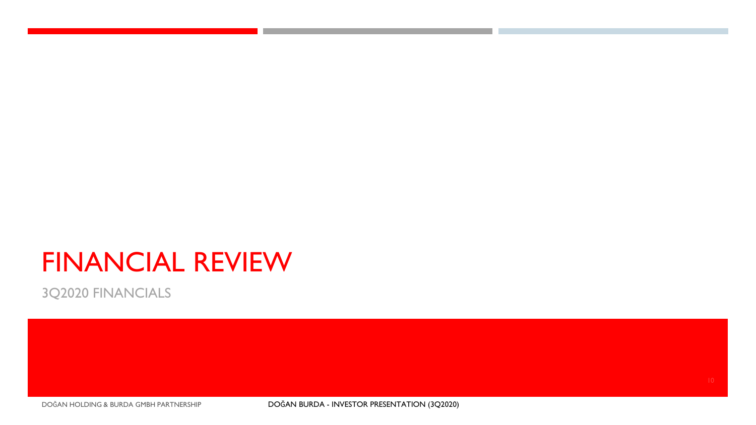# FINANCIAL REVIEW

3Q2020 FINANCIALS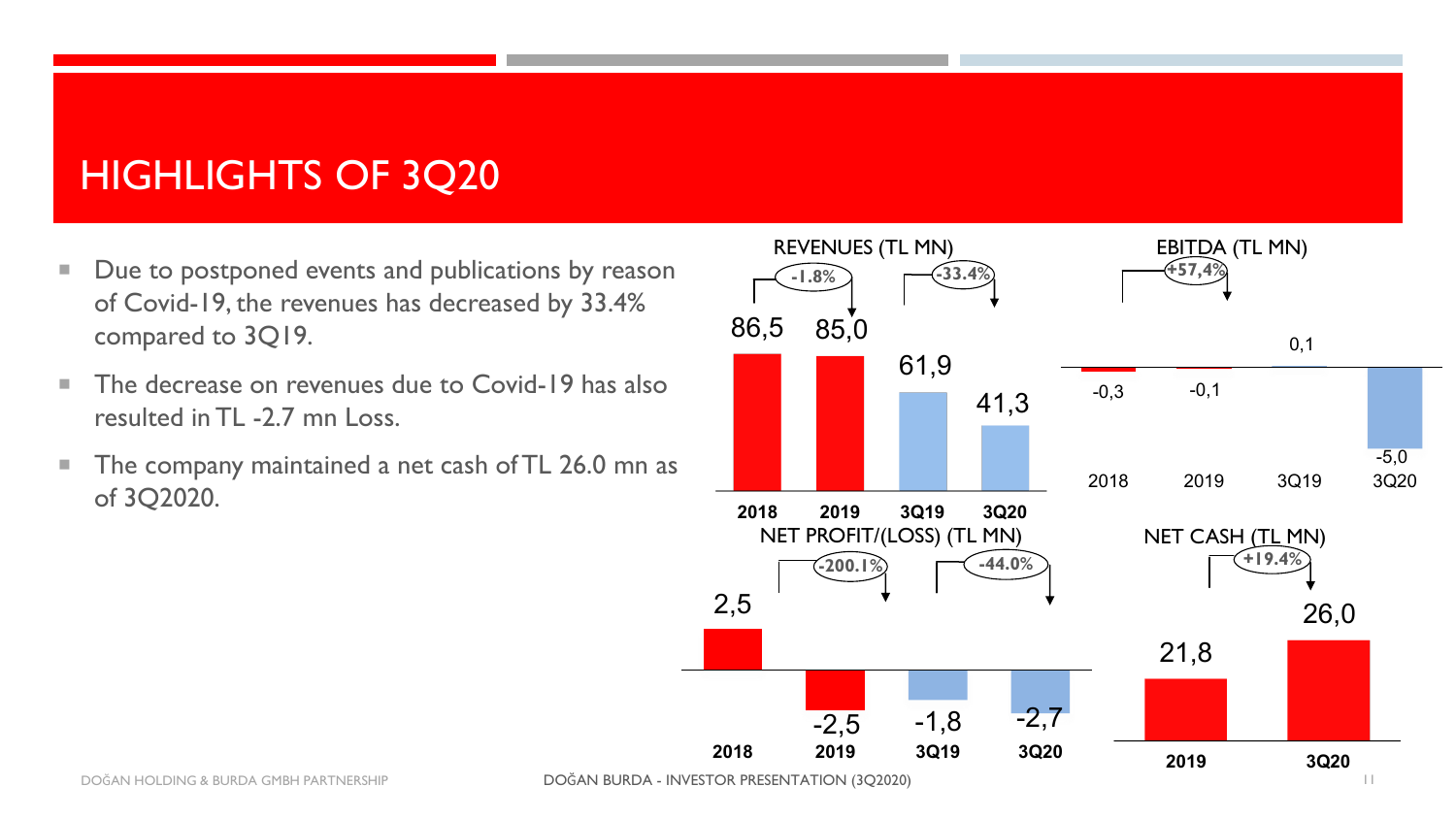# HIGHLIGHTS OF 3Q20

- Due to postponed events and publications by reason of Covid-19, the revenues has decreased by 33.4% compared to 3Q19.
- The decrease on revenues due to Covid-19 has also resulted in TL -2.7 mn Loss.
- The company maintained a net cash of TL 26.0 mn as of 3Q2020.

**REVENUES (TL MN)**

| 2018 | 2019 | 3Q19 | 3Q20 |
|---|---|---|---|
| 86,5 | 85,0 | 61,9 | 41,3 |

2018→2019: -1.8%; 3Q19→3Q20: -33.4%

**EBITDA (TL MN)**

| 2018 | 2019 | 3Q19 | 3Q20 |
|---|---|---|---|
| -0,3 | -0,1 | 0,1 | -5,0 |

2018→2019: +57,4%

**NET PROFIT/(LOSS) (TL MN)**

| 2018 | 2019 | 3Q19 | 3Q20 |
|---|---|---|---|
| 2,5 | -2,5 | -1,8 | -2,7 |

2018→2019: -200.1%; 3Q19→3Q20: -44.0%

**NET CASH (TL MN)**

| 2019 | 3Q20 |
|---|---|
| 21,8 | 26,0 |

2019→3Q20: +19.4%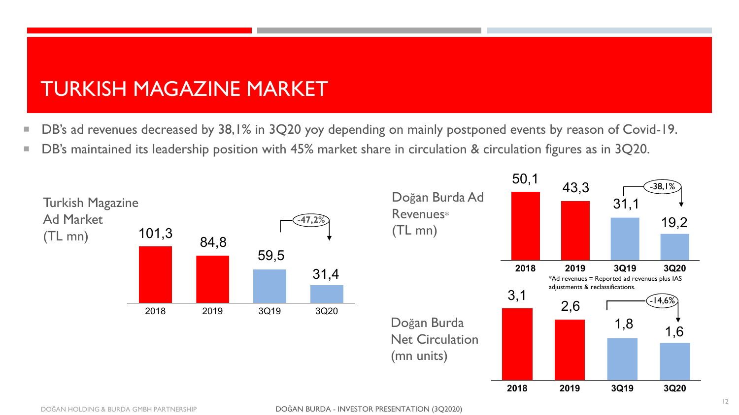# TURKISH MAGAZINE MARKET

- DB's ad revenues decreased by 38,1% in 3Q20 yoy depending on mainly postponed events by reason of Covid-19.
- DB's maintained its leadership position with 45% market share in circulation & circulation figures as in 3Q20.

**Turkish Magazine Ad Market (TL mn)**

| 2018 | 2019 | 3Q19 | 3Q20 |
|---|---|---|---|
| 101,3 | 84,8 | 59,5 | 31,4 |

3Q19 → 3Q20: -47,2%

**Doğan Burda Ad Revenues* (TL mn)**

| 2018 | 2019 | 3Q19 | 3Q20 |
|---|---|---|---|
| 50,1 | 43,3 | 31,1 | 19,2 |

3Q19 → 3Q20: -38,1%

*Ad revenues = Reported ad revenues plus IAS adjustments & reclassifications.

**Doğan Burda Net Circulation (mn units)**

| 2018 | 2019 | 3Q19 | 3Q20 |
|---|---|---|---|
| 3,1 | 2,6 | 1,8 | 1,6 |

3Q19 → 3Q20: -14,6%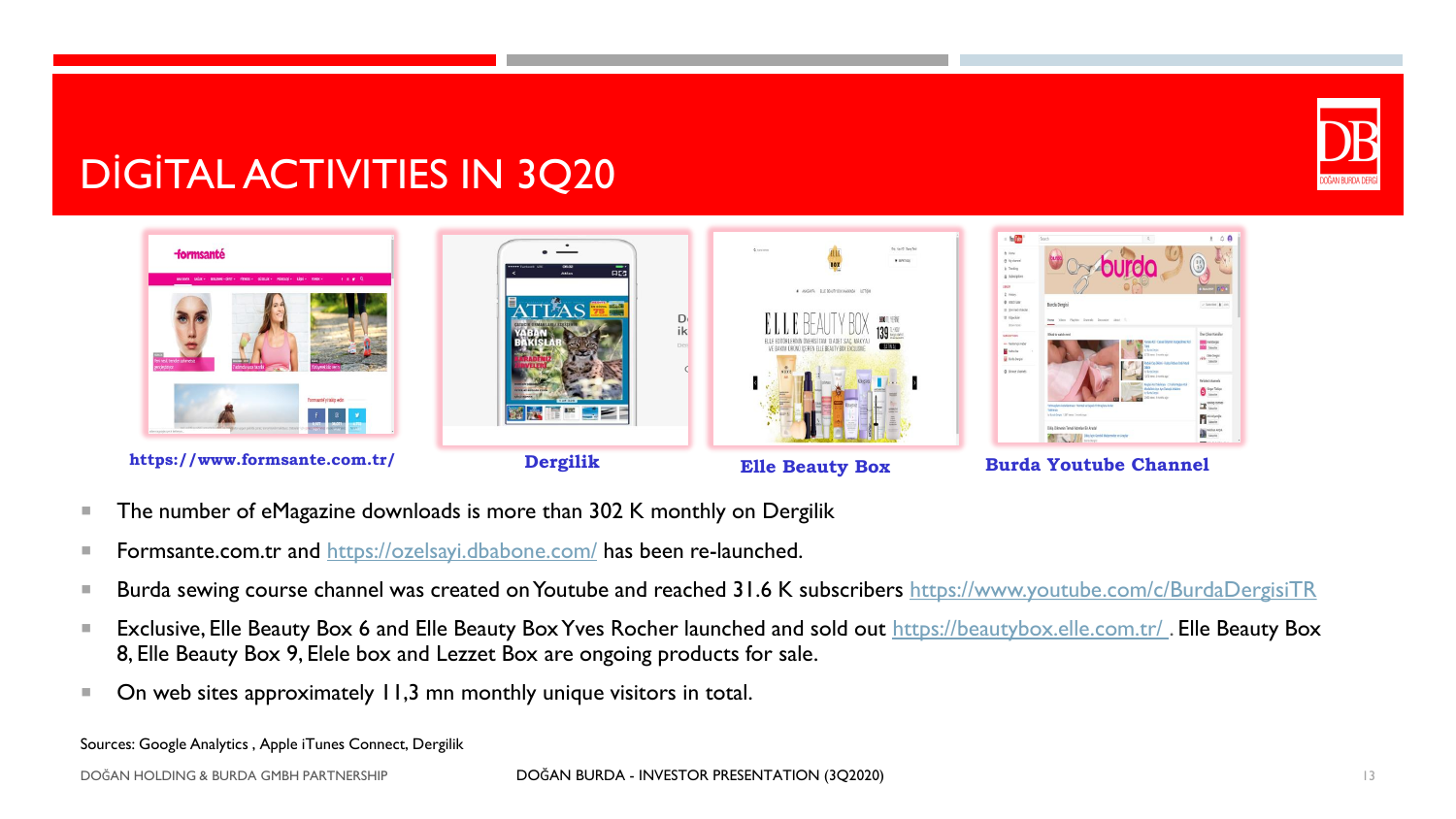# DİGİTAL ACTIVITIES IN 3Q20

**https://www.formsante.com.tr/** **Dergilik** **Elle Beauty Box** **Burda Youtube Channel**

- The number of eMagazine downloads is more than 302 K monthly on Dergilik
- Formsante.com.tr and https://ozelsayi.dbabone.com/ has been re-launched.
- Burda sewing course channel was created on Youtube and reached 31.6 K subscribers https://www.youtube.com/c/BurdaDergisiTR
- Exclusive, Elle Beauty Box 6 and Elle Beauty Box Yves Rocher launched and sold out https://beautybox.elle.com.tr/ . Elle Beauty Box 8, Elle Beauty Box 9, Elele box and Lezzet Box are ongoing products for sale.
- On web sites approximately 11,3 mn monthly unique visitors in total.

Sources: Google Analytics , Apple iTunes Connect, Dergilik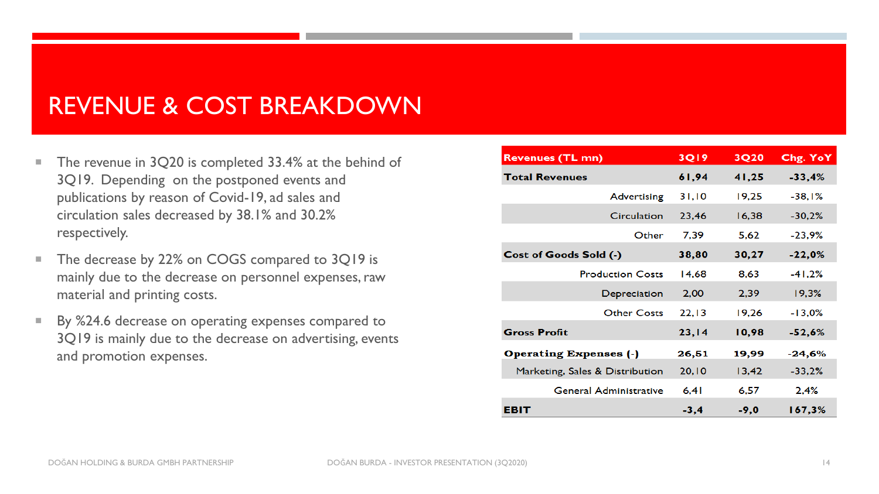# REVENUE & COST BREAKDOWN

- The revenue in 3Q20 is completed 33.4% at the behind of 3Q19. Depending on the postponed events and publications by reason of Covid-19, ad sales and circulation sales decreased by 38.1% and 30.2% respectively.
- The decrease by 22% on COGS compared to 3Q19 is mainly due to the decrease on personnel expenses, raw material and printing costs.
- By %24.6 decrease on operating expenses compared to 3Q19 is mainly due to the decrease on advertising, events and promotion expenses.

| Revenues (TL mn) | 3Q19 | 3Q20 | Chg. YoY |
|---|---|---|---|
| **Total Revenues** | **61,94** | **41,25** | **-33,4%** |
| Advertising | 31,10 | 19,25 | -38,1% |
| Circulation | 23,46 | 16,38 | -30,2% |
| Other | 7,39 | 5,62 | -23,9% |
| **Cost of Goods Sold (-)** | **38,80** | **30,27** | **-22,0%** |
| Production Costs | 14,68 | 8,63 | -41,2% |
| Depreciation | 2,00 | 2,39 | 19,3% |
| Other Costs | 22,13 | 19,26 | -13,0% |
| **Gross Profit** | **23,14** | **10,98** | **-52,6%** |
| **Operating Expenses (-)** | **26,51** | **19,99** | -24,6% |
| Marketing, Sales & Distribution | 20,10 | 13,42 | -33,2% |
| General Administrative | 6,41 | 6,57 | 2,4% |
| **EBIT** | **-3,4** | **-9,0** | **167,3%** |

DOĞAN HOLDING & BURDA GMBH PARTNERSHIP

DOĞAN BURDA - INVESTOR PRESENTATION (3Q2020)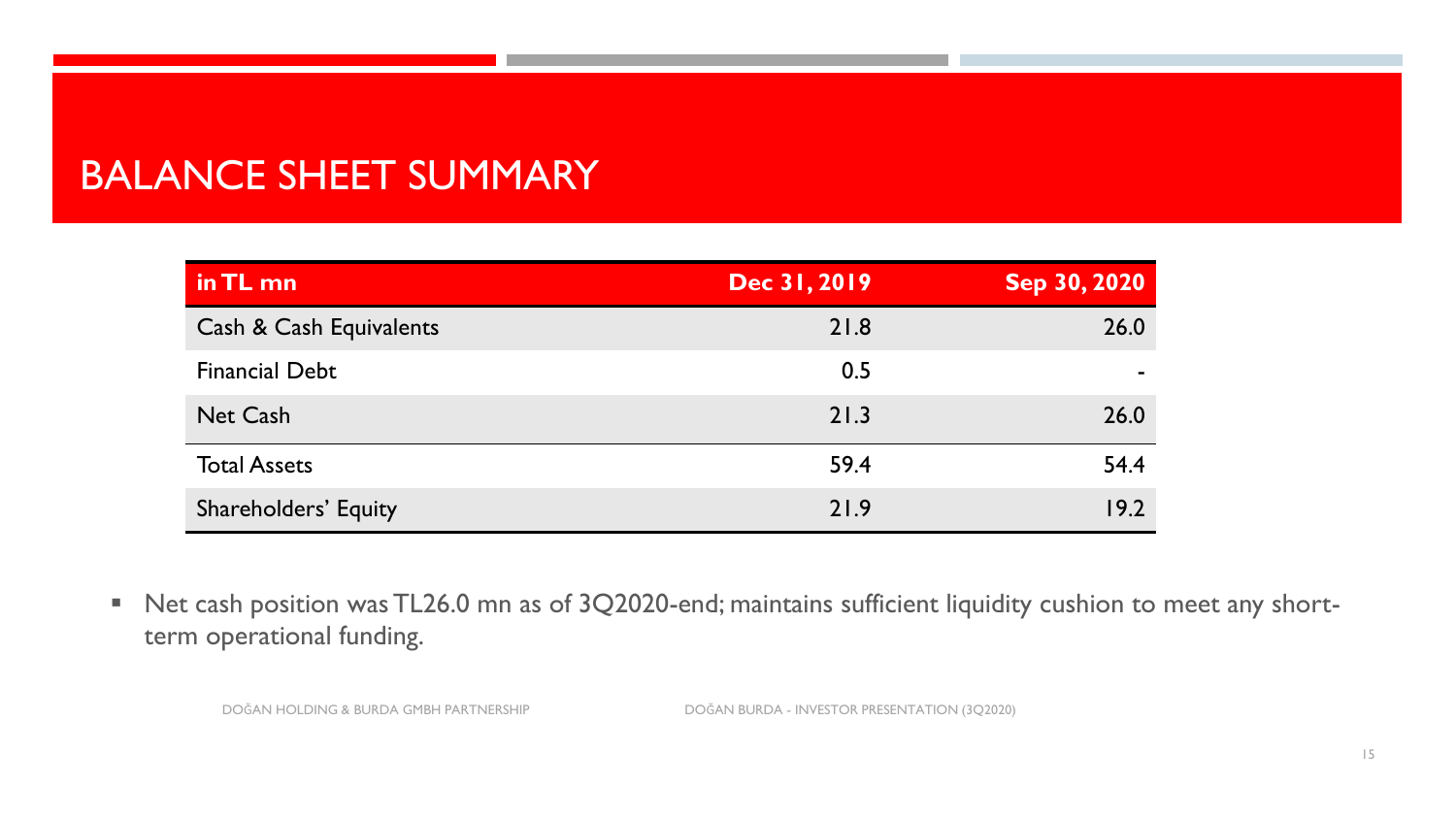# BALANCE SHEET SUMMARY

| in TL mn | Dec 31, 2019 | Sep 30, 2020 |
|---|---|---|
| Cash & Cash Equivalents | 21.8 | 26.0 |
| Financial Debt | 0.5 | - |
| Net Cash | 21.3 | 26.0 |
| Total Assets | 59.4 | 54.4 |
| Shareholders' Equity | 21.9 | 19.2 |

- Net cash position was TL26.0 mn as of 3Q2020-end; maintains sufficient liquidity cushion to meet any short-term operational funding.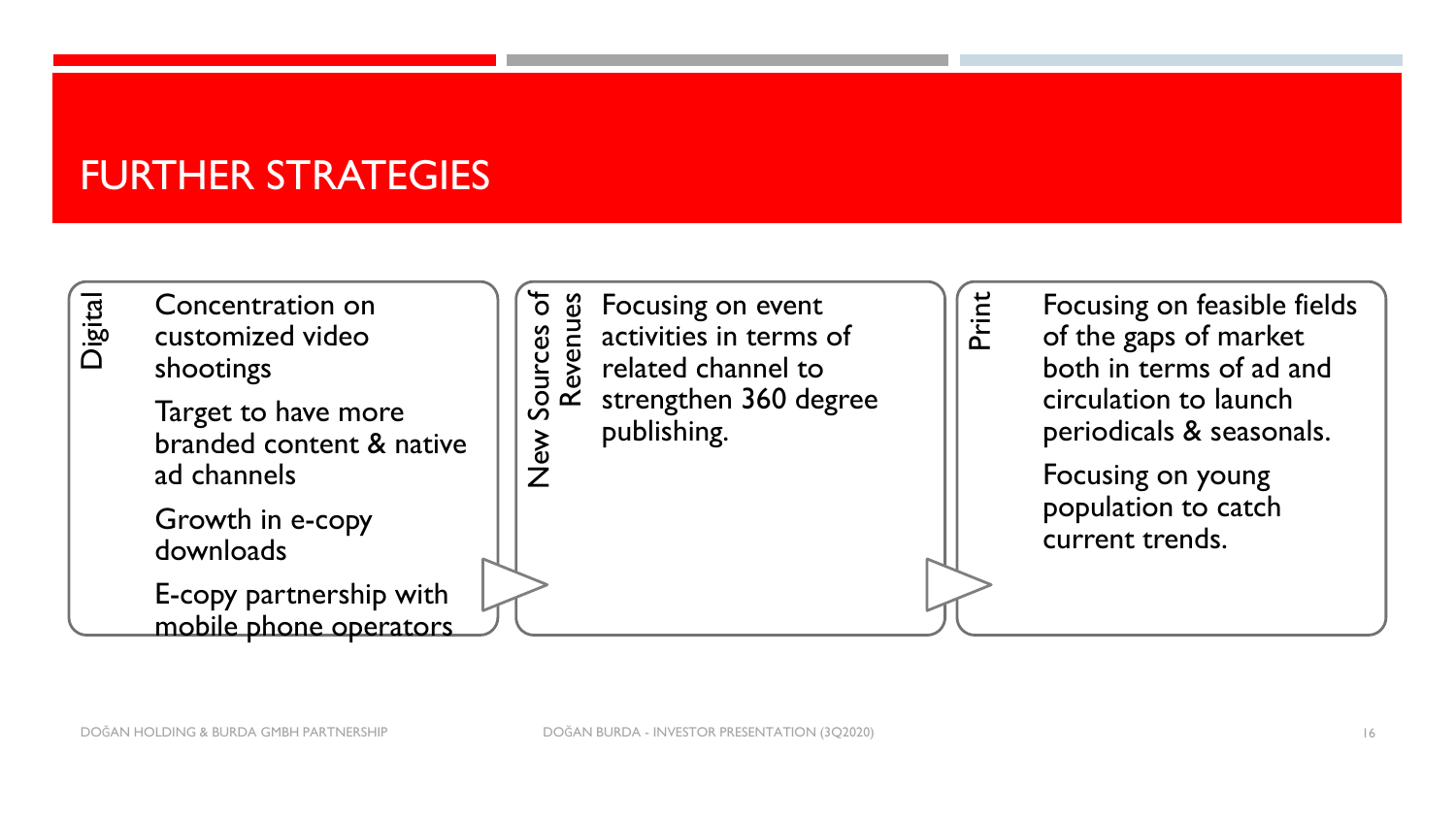# FURTHER STRATEGIES

## Digital

- Concentration on customized video shootings
- Target to have more branded content & native ad channels
- Growth in e-copy downloads
- E-copy partnership with mobile phone operators

## New Sources of Revenues

- Focusing on event activities in terms of related channel to strengthen 360 degree publishing.

## Print

- Focusing on feasible fields of the gaps of market both in terms of ad and circulation to launch periodicals & seasonals.
- Focusing on young population to catch current trends.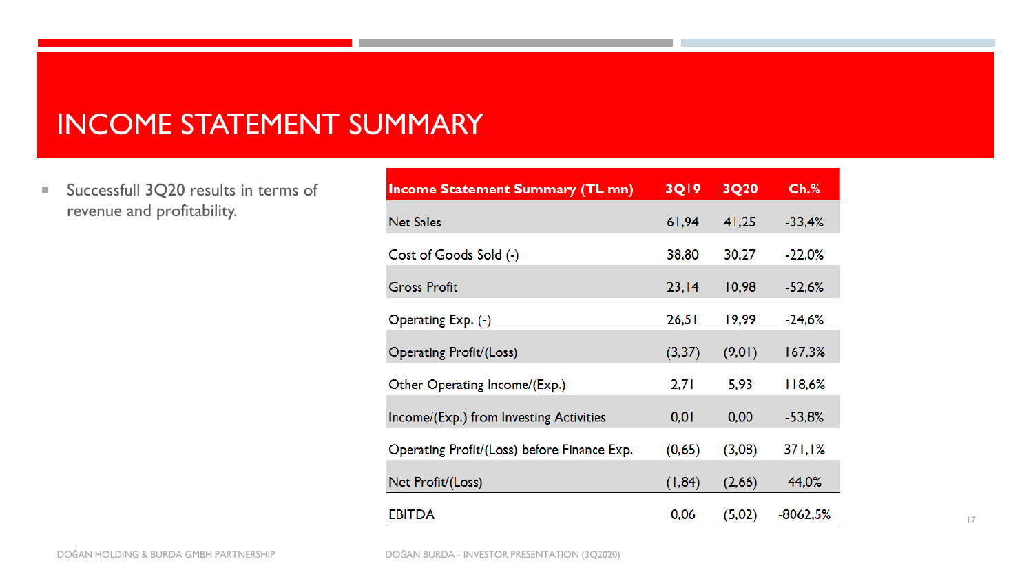# INCOME STATEMENT SUMMARY

- Successfull 3Q20 results in terms of revenue and profitability.

| Income Statement Summary (TL mn) | 3Q19 | 3Q20 | Ch.% |
| --- | --- | --- | --- |
| Net Sales | 61,94 | 41,25 | -33,4% |
| Cost of Goods Sold (-) | 38,80 | 30,27 | -22,0% |
| Gross Profit | 23,14 | 10,98 | -52,6% |
| Operating Exp. (-) | 26,51 | 19,99 | -24,6% |
| Operating Profit/(Loss) | (3,37) | (9,01) | 167,3% |
| Other Operating Income/(Exp.) | 2,71 | 5,93 | 118,6% |
| Income/(Exp.) from Investing Activities | 0,01 | 0,00 | -53,8% |
| Operating Profit/(Loss) before Finance Exp. | (0,65) | (3,08) | 371,1% |
| Net Profit/(Loss) | (1,84) | (2,66) | 44,0% |
| EBITDA | 0,06 | (5,02) | -8062,5% |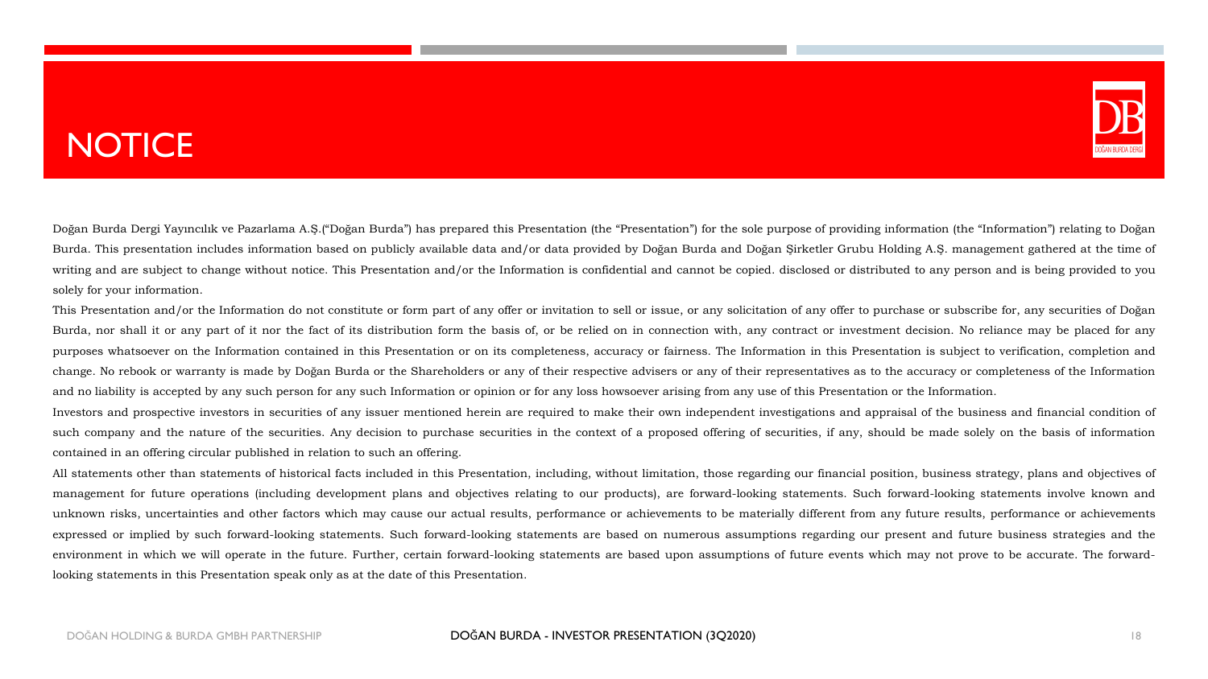# NOTICE

Doğan Burda Dergi Yayıncılık ve Pazarlama A.Ş.("Doğan Burda") has prepared this Presentation (the "Presentation") for the sole purpose of providing information (the "Information") relating to Doğan Burda. This presentation includes information based on publicly available data and/or data provided by Doğan Burda and Doğan Şirketler Grubu Holding A.Ş. management gathered at the time of writing and are subject to change without notice. This Presentation and/or the Information is confidential and cannot be copied. disclosed or distributed to any person and is being provided to you solely for your information.

This Presentation and/or the Information do not constitute or form part of any offer or invitation to sell or issue, or any solicitation of any offer to purchase or subscribe for, any securities of Doğan Burda, nor shall it or any part of it nor the fact of its distribution form the basis of, or be relied on in connection with, any contract or investment decision. No reliance may be placed for any purposes whatsoever on the Information contained in this Presentation or on its completeness, accuracy or fairness. The Information in this Presentation is subject to verification, completion and change. No rebook or warranty is made by Doğan Burda or the Shareholders or any of their respective advisers or any of their representatives as to the accuracy or completeness of the Information and no liability is accepted by any such person for any such Information or opinion or for any loss howsoever arising from any use of this Presentation or the Information.

Investors and prospective investors in securities of any issuer mentioned herein are required to make their own independent investigations and appraisal of the business and financial condition of such company and the nature of the securities. Any decision to purchase securities in the context of a proposed offering of securities, if any, should be made solely on the basis of information contained in an offering circular published in relation to such an offering.

All statements other than statements of historical facts included in this Presentation, including, without limitation, those regarding our financial position, business strategy, plans and objectives of management for future operations (including development plans and objectives relating to our products), are forward-looking statements. Such forward-looking statements involve known and unknown risks, uncertainties and other factors which may cause our actual results, performance or achievements to be materially different from any future results, performance or achievements expressed or implied by such forward-looking statements. Such forward-looking statements are based on numerous assumptions regarding our present and future business strategies and the environment in which we will operate in the future. Further, certain forward-looking statements are based upon assumptions of future events which may not prove to be accurate. The forward-looking statements in this Presentation speak only as at the date of this Presentation.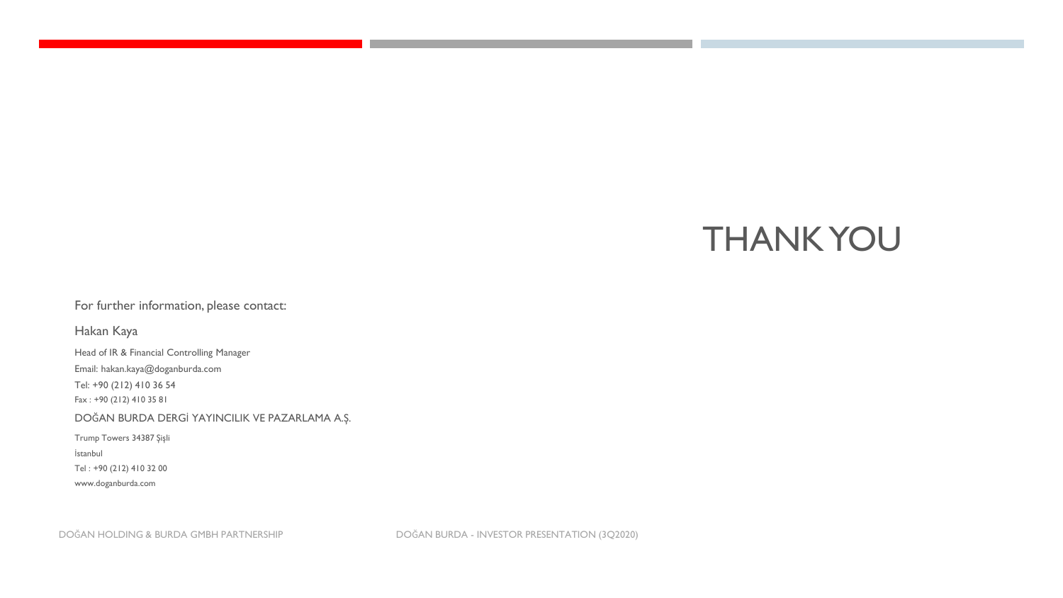# THANK YOU

For further information, please contact:

Hakan Kaya

Head of IR & Financial Controlling Manager

Email: hakan.kaya@doganburda.com

Tel: +90 (212) 410 36 54

Fax : +90 (212) 410 35 81

DOĞAN BURDA DERGİ YAYINCILIK VE PAZARLAMA A.Ş.

Trump Towers 34387 Şişli

İstanbul

Tel : +90 (212) 410 32 00

www.doganburda.com